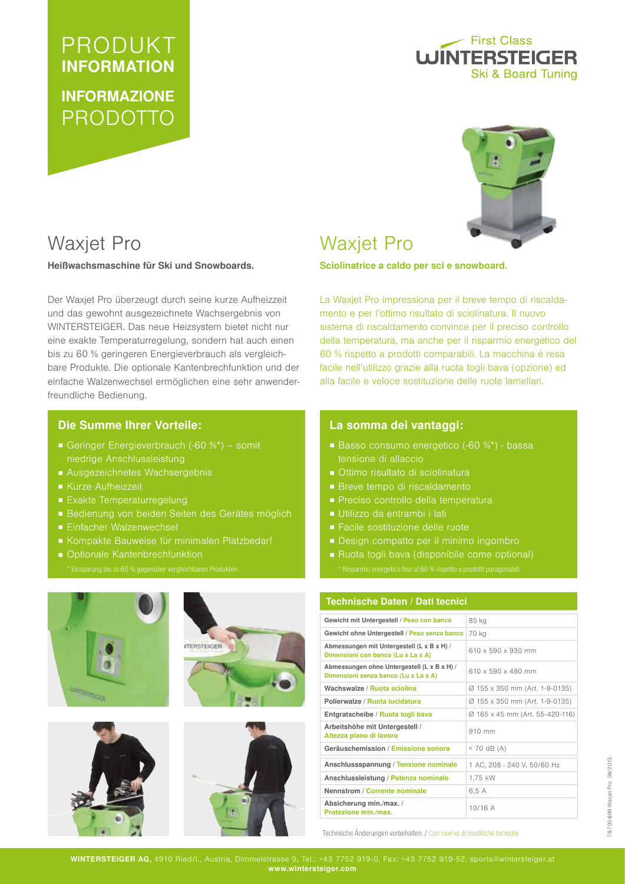# PRODUKT **INFORMATION**

# **INFORMAZIONE** PRODOTTO

First Class
WINTERSTEIGER
Ski & Board Tuning

## Waxjet Pro

**Heißwachsmaschine für Ski und Snowboards.**

Der Waxjet Pro überzeugt durch seine kurze Aufheizzeit und das gewohnt ausgezeichnete Wachsergebnis von WINTERSTEIGER. Das neue Heizsystem bietet nicht nur eine exakte Temperaturregelung, sondern hat auch einen bis zu 60 % geringeren Energieverbrauch als vergleichbare Produkte. Die optionale Kantenbrechfunktion und der einfache Walzenwechsel ermöglichen eine sehr anwenderfreundliche Bedienung.

### Die Summe Ihrer Vorteile:

- Geringer Energieverbrauch (-60 %*) – somit niedrige Anschlussleistung
- Ausgezeichnetes Wachsergebnis
- Kurze Aufheizzeit
- Exakte Temperaturregelung
- Bedienung von beiden Seiten des Gerätes möglich
- Einfacher Walzenwechsel
- Kompakte Bauweise für minimalen Platzbedarf
- Optionale Kantenbrechfunktion

\* Einsparung bis zu 60 % gegenüber vergleichbaren Produkten.

## Waxjet Pro

**Sciolinatrice a caldo per sci e snowboard.**

La Waxjet Pro impressiona per il breve tempo di riscaldamento e per l'ottimo risultato di sciolinatura. Il nuovo sistema di riscaldamento convince per il preciso controllo della temperatura, ma anche per il risparmio energetico del 60 % rispetto a prodotti comparabili. La macchina è resa facile nell'utilizzo grazie alla ruota togli bava (opzione) ed alla facile e veloce sostituzione delle ruote lamellari.

### La somma dei vantaggi:

- Basso consumo energetico (-60 %*) - bassa tensione di allaccio
- Ottimo risultato di sciolinatura
- Breve tempo di riscaldamento
- Preciso controllo della temperatura
- Utilizzo da entrambi i lati
- Facile sostituzione delle ruote
- Design compatto per il minimo ingombro
- Ruota togli bava (disponibile come optional)

\* Risparmio energetico fino al 60 % rispetto a prodotti paragonabili.

### Technische Daten / Dati tecnici

| Technische Daten / Dati tecnici | |
|---|---|
| Gewicht mit Untergestell / Peso con banco | 85 kg |
| Gewicht ohne Untergestell / Peso senza banco | 70 kg |
| Abmessungen mit Untergestell (L x B x H) / Dimensioni con banco (Lu x La x A) | 610 x 590 x 930 mm |
| Abmessungen ohne Untergestell (L x B x H) / Dimensioni senza banco (Lu x La x A) | 610 x 590 x 480 mm |
| Wachswalze / Ruota sciolina | Ø 155 x 350 mm (Art. 1-9-0135) |
| Polierwalze / Ruota lucidatura | Ø 155 x 350 mm (Art. 1-9-0135) |
| Entgratscheibe / Ruota togli bava | Ø 165 x 45 mm (Art. 55-420-116) |
| Arbeitshöhe mit Untergestell / Altezza piano di lavoro | 910 mm |
| Geräuschemission / Emissione sonora | < 70 dB (A) |
| Anschlussspannung / Tensione nominale | 1 AC, 208 - 240 V, 50/60 Hz |
| Anschlussleistung / Potenza nominale | 1,75 kW |
| Nennstrom / Corrente nominale | 6,5 A |
| Absicherung min./max. / Protezione min./max. | 10/16 A |

Technische Änderungen vorbehalten. / Con riserva di modifiche tecniche.

78-700-899 Waxjet Pro 08/2013

**WINTERSTEIGER AG,** 4910 Ried/I., Austria, Dimmelstrasse 9, Tel.: +43 7752 919-0, Fax: +43 7752 919-52, sports@wintersteiger.at
**www.wintersteiger.com**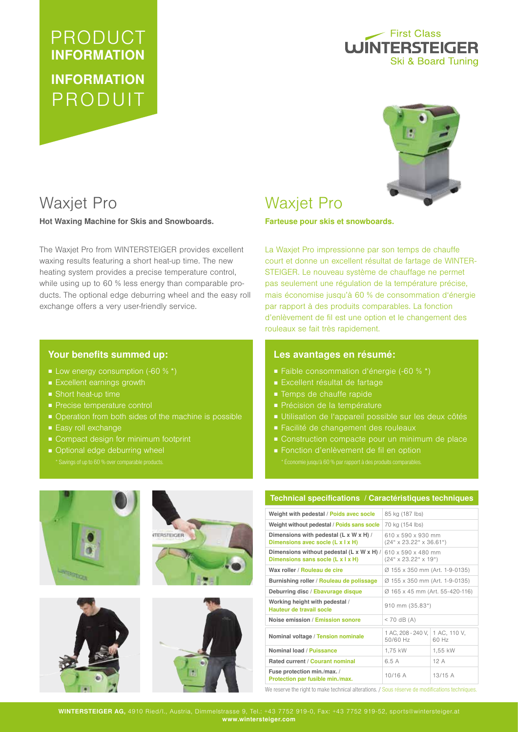# PRODUCT INFORMATION

# INFORMATION PRODUIT

First Class WINTERSTEIGER Ski & Board Tuning

## Waxjet Pro

**Hot Waxing Machine for Skis and Snowboards.**

The Waxjet Pro from WINTERSTEIGER provides excellent waxing results featuring a short heat-up time. The new heating system provides a precise temperature control, while using up to 60 % less energy than comparable products. The optional edge deburring wheel and the easy roll exchange offers a very user-friendly service.

### Your benefits summed up:

- Low energy consumption (-60 % *)
- Excellent earnings growth
- Short heat-up time
- Precise temperature control
- Operation from both sides of the machine is possible
- Easy roll exchange
- Compact design for minimum footprint
- Optional edge deburring wheel

\* Savings of up to 60 % over comparable products.

## Waxjet Pro

**Farteuse pour skis et snowboards.**

La Waxjet Pro impressionne par son temps de chauffe court et donne un excellent résultat de fartage de WINTERSTEIGER. Le nouveau système de chauffage ne permet pas seulement une régulation de la température précise, mais économise jusqu'à 60 % de consommation d'énergie par rapport à des produits comparables. La fonction d'enlèvement de fil est une option et le changement des rouleaux se fait très rapidement.

### Les avantages en résumé:

- Faible consommation d'énergie (-60 % *)
- Excellent résultat de fartage
- Temps de chauffe rapide
- Précision de la température
- Utilisation de l'appareil possible sur les deux côtés
- Facilité de changement des rouleaux
- Construction compacte pour un minimum de place
- Fonction d'enlèvement de fil en option

\* Économie jusqu'à 60 % par rapport à des produits comparables.

### Technical specifications / Caractéristiques techniques

| | | |
|---|---|---|
| Weight with pedestal / Poids avec socle | 85 kg (187 lbs) | |
| Weight without pedestal / Poids sans socle | 70 kg (154 lbs) | |
| Dimensions with pedestal (L x W x H) / Dimensions avec socle (L x l x H) | 610 x 590 x 930 mm (24" x 23.22" x 36.61") | |
| Dimensions without pedestal (L x W x H) / Dimensions sans socle (L x l x H) | 610 x 590 x 480 mm (24" x 23.22" x 19") | |
| Wax roller / Rouleau de cire | Ø 155 x 350 mm (Art. 1-9-0135) | |
| Burnishing roller / Rouleau de polissage | Ø 155 x 350 mm (Art. 1-9-0135) | |
| Deburring disc / Ebavurage disque | Ø 165 x 45 mm (Art. 55-420-116) | |
| Working height with pedestal / Hauteur de travail socle | 910 mm (35.83") | |
| Noise emission / Emission sonore | < 70 dB (A) | |
| Nominal voltage / Tension nominale | 1 AC, 208 - 240 V, 50/60 Hz | 1 AC, 110 V, 60 Hz |
| Nominal load / Puissance | 1,75 kW | 1,55 kW |
| Rated current / Courant nominal | 6.5 A | 12 A |
| Fuse protection min./max. / Protection par fusible min./max. | 10/16 A | 13/15 A |

We reserve the right to make technical alterations. / Sous réserve de modifications techniques.

**WINTERSTEIGER AG,** 4910 Ried/I., Austria, Dimmelstrasse 9, Tel.: +43 7752 919-0, Fax: +43 7752 919-52, sports@wintersteiger.at
**www.wintersteiger.com**